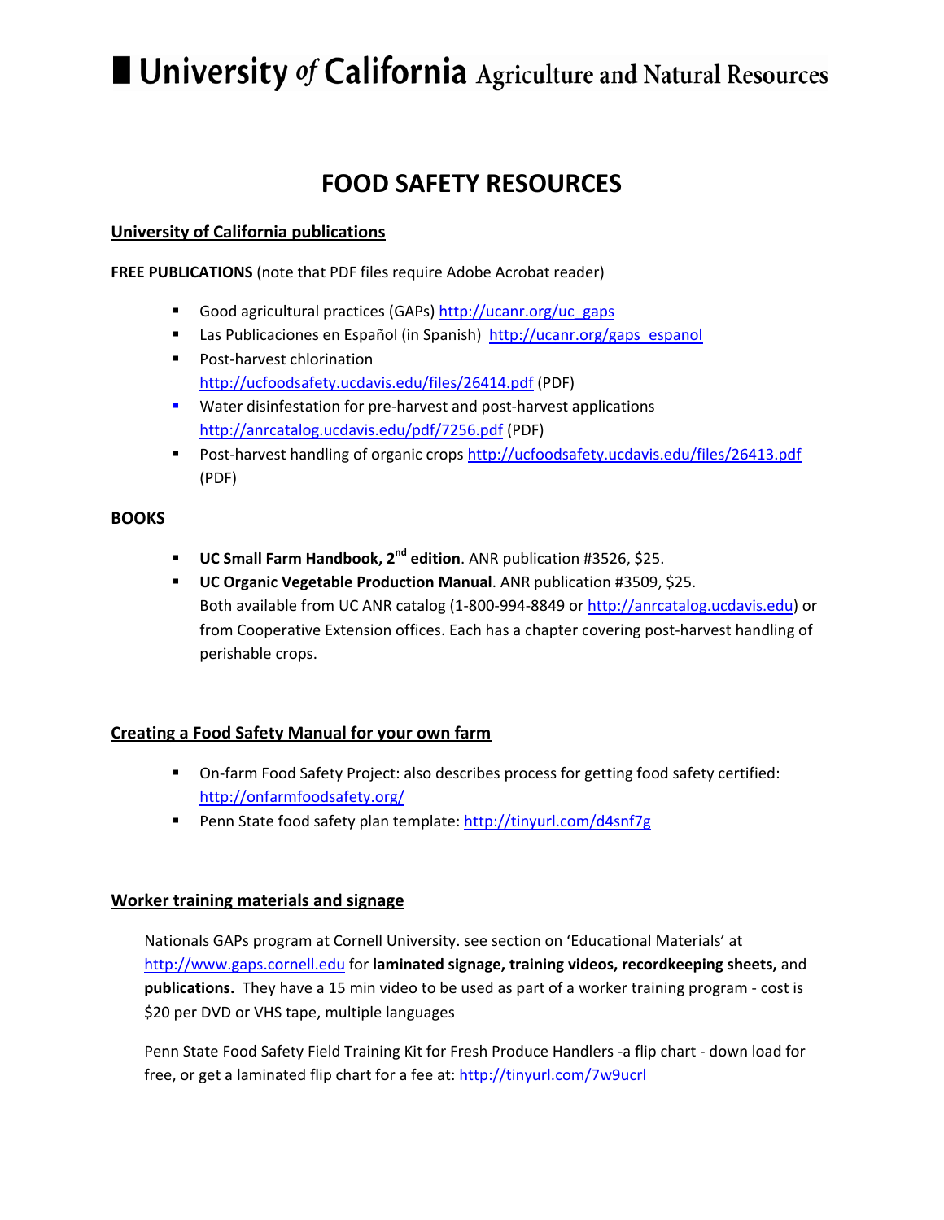# University of California Agriculture and Natural Resources

## FOOD SAFETY RESOURCES

### University of California publications

**FREE PUBLICATIONS** (note that PDF files require Adobe Acrobat reader)

- Good agricultural practices (GAPs) http://ucanr.org/uc_gaps
- Las Publicaciones en Español (in Spanish) http://ucanr.org/gaps_espanol
- Post-harvest chlorination http://ucfoodsafety.ucdavis.edu/files/26414.pdf (PDF)
- Water disinfestation for pre-harvest and post-harvest applications http://anrcatalog.ucdavis.edu/pdf/7256.pdf (PDF)
- Post-harvest handling of organic crops http://ucfoodsafety.ucdavis.edu/files/26413.pdf (PDF)

**BOOKS**

- **UC Small Farm Handbook, 2nd edition**. ANR publication #3526, $25.
- **UC Organic Vegetable Production Manual**. ANR publication #3509, $25.
  Both available from UC ANR catalog (1-800-994-8849 or http://anrcatalog.ucdavis.edu) or from Cooperative Extension offices. Each has a chapter covering post-harvest handling of perishable crops.

### Creating a Food Safety Manual for your own farm

- On-farm Food Safety Project: also describes process for getting food safety certified: http://onfarmfoodsafety.org/
- Penn State food safety plan template: http://tinyurl.com/d4snf7g

### Worker training materials and signage

Nationals GAPs program at Cornell University. see section on 'Educational Materials' at http://www.gaps.cornell.edu for **laminated signage, training videos, recordkeeping sheets,** and **publications.** They have a 15 min video to be used as part of a worker training program - cost is $20 per DVD or VHS tape, multiple languages

Penn State Food Safety Field Training Kit for Fresh Produce Handlers -a flip chart - down load for free, or get a laminated flip chart for a fee at: http://tinyurl.com/7w9ucrl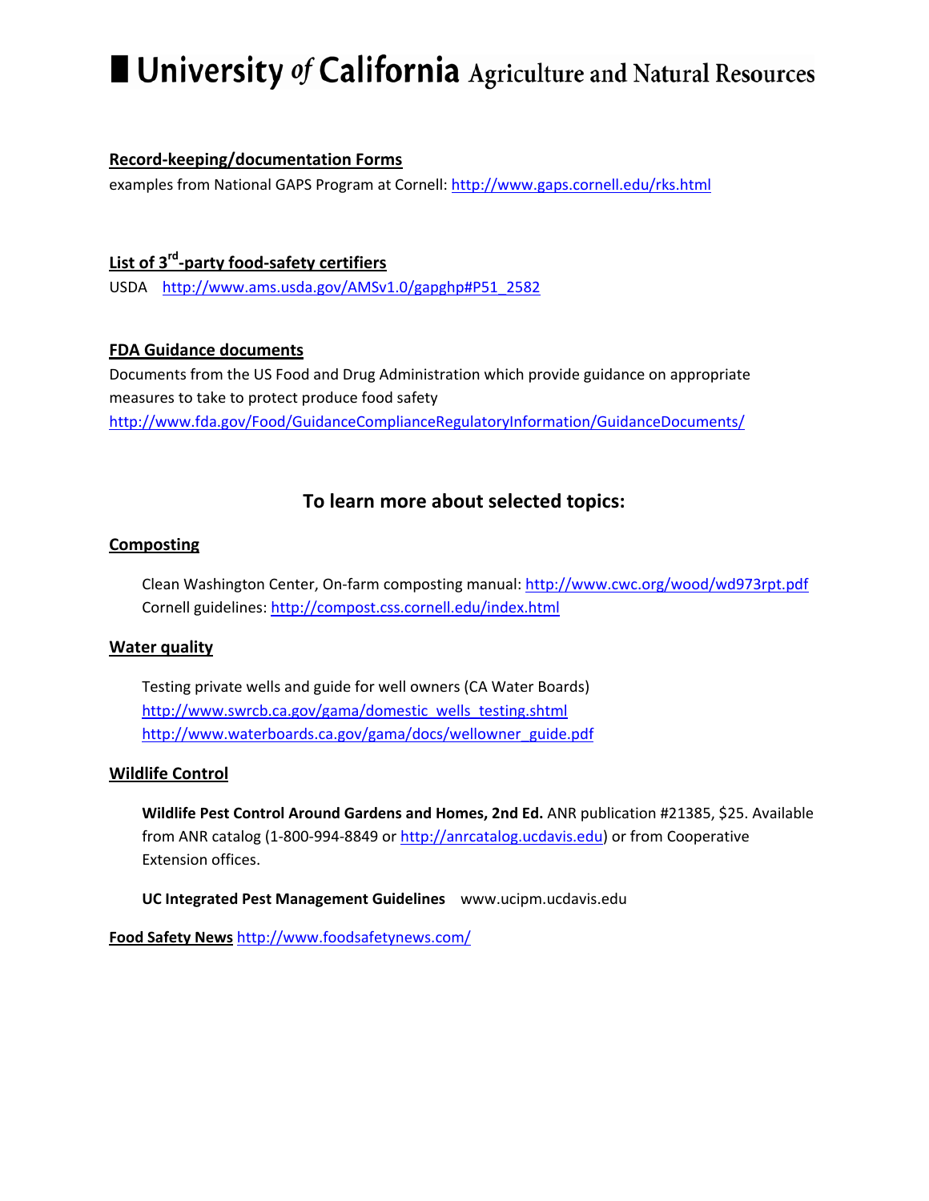**University of California** Agriculture and Natural Resources

**Record-keeping/documentation Forms**

examples from National GAPS Program at Cornell: http://www.gaps.cornell.edu/rks.html

**List of 3rd-party food-safety certifiers**

USDA http://www.ams.usda.gov/AMSv1.0/gapghp#P51_2582

**FDA Guidance documents**

Documents from the US Food and Drug Administration which provide guidance on appropriate measures to take to protect produce food safety
http://www.fda.gov/Food/GuidanceComplianceRegulatoryInformation/GuidanceDocuments/

## To learn more about selected topics:

**Composting**

Clean Washington Center, On-farm composting manual: http://www.cwc.org/wood/wd973rpt.pdf
Cornell guidelines: http://compost.css.cornell.edu/index.html

**Water quality**

Testing private wells and guide for well owners (CA Water Boards)
http://www.swrcb.ca.gov/gama/domestic_wells_testing.shtml
http://www.waterboards.ca.gov/gama/docs/wellowner_guide.pdf

**Wildlife Control**

**Wildlife Pest Control Around Gardens and Homes, 2nd Ed.** ANR publication #21385, $25. Available from ANR catalog (1-800-994-8849 or http://anrcatalog.ucdavis.edu) or from Cooperative Extension offices.

**UC Integrated Pest Management Guidelines** www.ucipm.ucdavis.edu

**Food Safety News** http://www.foodsafetynews.com/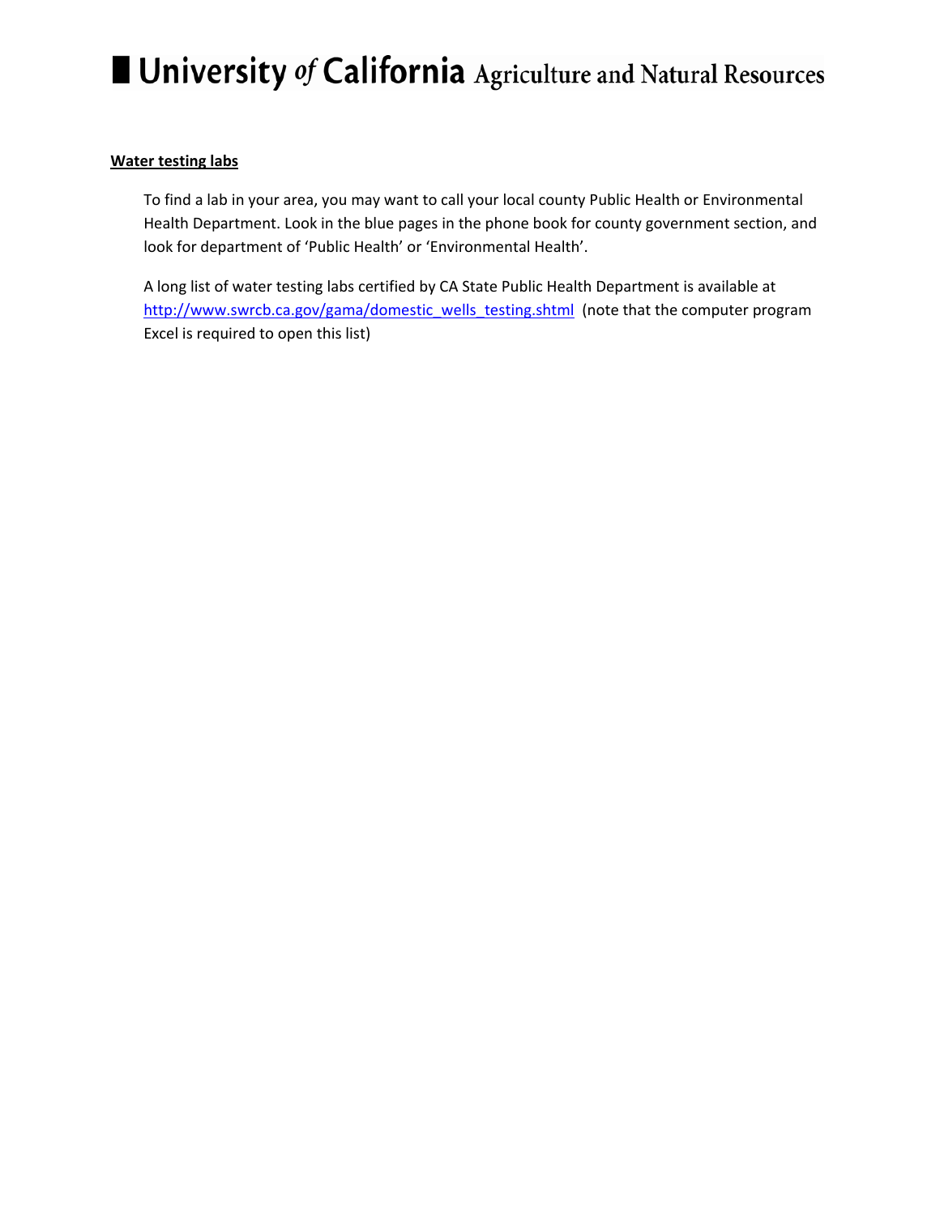**Water testing labs**

To find a lab in your area, you may want to call your local county Public Health or Environmental Health Department. Look in the blue pages in the phone book for county government section, and look for department of 'Public Health' or 'Environmental Health'.

A long list of water testing labs certified by CA State Public Health Department is available at http://www.swrcb.ca.gov/gama/domestic_wells_testing.shtml (note that the computer program Excel is required to open this list)